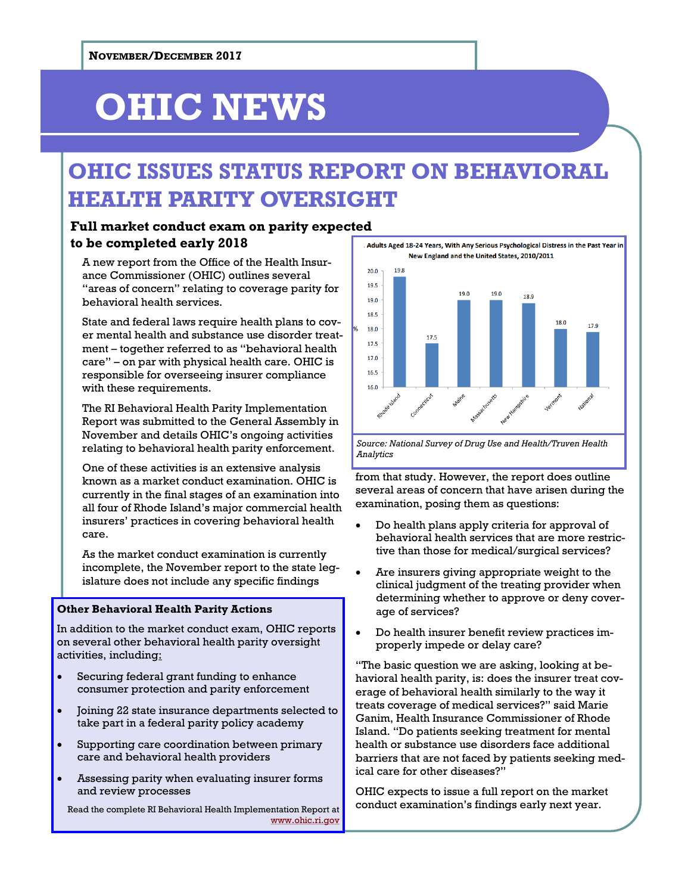November/December 2017

# OHIC NEWS

## OHIC ISSUES STATUS REPORT ON BEHAVIORAL HEALTH PARITY OVERSIGHT

### Full market conduct exam on parity expected to be completed early 2018

A new report from the Office of the Health Insurance Commissioner (OHIC) outlines several "areas of concern" relating to coverage parity for behavioral health services.

State and federal laws require health plans to cover mental health and substance use disorder treatment – together referred to as "behavioral health care" – on par with physical health care. OHIC is responsible for overseeing insurer compliance with these requirements.

The RI Behavioral Health Parity Implementation Report was submitted to the General Assembly in November and details OHIC's ongoing activities relating to behavioral health parity enforcement.

One of these activities is an extensive analysis known as a market conduct examination. OHIC is currently in the final stages of an examination into all four of Rhode Island's major commercial health insurers' practices in covering behavioral health care.

As the market conduct examination is currently incomplete, the November report to the state legislature does not include any specific findings from that study. However, the report does outline several areas of concern that have arisen during the examination, posing them as questions:

- Do health plans apply criteria for approval of behavioral health services that are more restrictive than those for medical/surgical services?
- Are insurers giving appropriate weight to the clinical judgment of the treating provider when determining whether to approve or deny coverage of services?
- Do health insurer benefit review practices improperly impede or delay care?

"The basic question we are asking, looking at behavioral health parity, is: does the insurer treat coverage of behavioral health similarly to the way it treats coverage of medical services?" said Marie Ganim, Health Insurance Commissioner of Rhode Island. "Do patients seeking treatment for mental health or substance use disorders face additional barriers that are not faced by patients seeking medical care for other diseases?"

OHIC expects to issue a full report on the market conduct examination's findings early next year.

**Adults Aged 18-24 Years, With Any Serious Psychological Distress in the Past Year in New England and the United States, 2010/2011**

| | % |
|---|---|
| Rhode Island | 19.8 |
| Connecticut | 17.5 |
| Maine | 19.0 |
| Massachusetts | 19.0 |
| New Hampshire | 18.9 |
| Vermont | 18.0 |
| National | 17.9 |

*Source: National Survey of Drug Use and Health/Truven Health Analytics*

**Other Behavioral Health Parity Actions**

In addition to the market conduct exam, OHIC reports on several other behavioral health parity oversight activities, including:

- Securing federal grant funding to enhance consumer protection and parity enforcement
- Joining 22 state insurance departments selected to take part in a federal parity policy academy
- Supporting care coordination between primary care and behavioral health providers
- Assessing parity when evaluating insurer forms and review processes

Read the complete RI Behavioral Health Implementation Report at www.ohic.ri.gov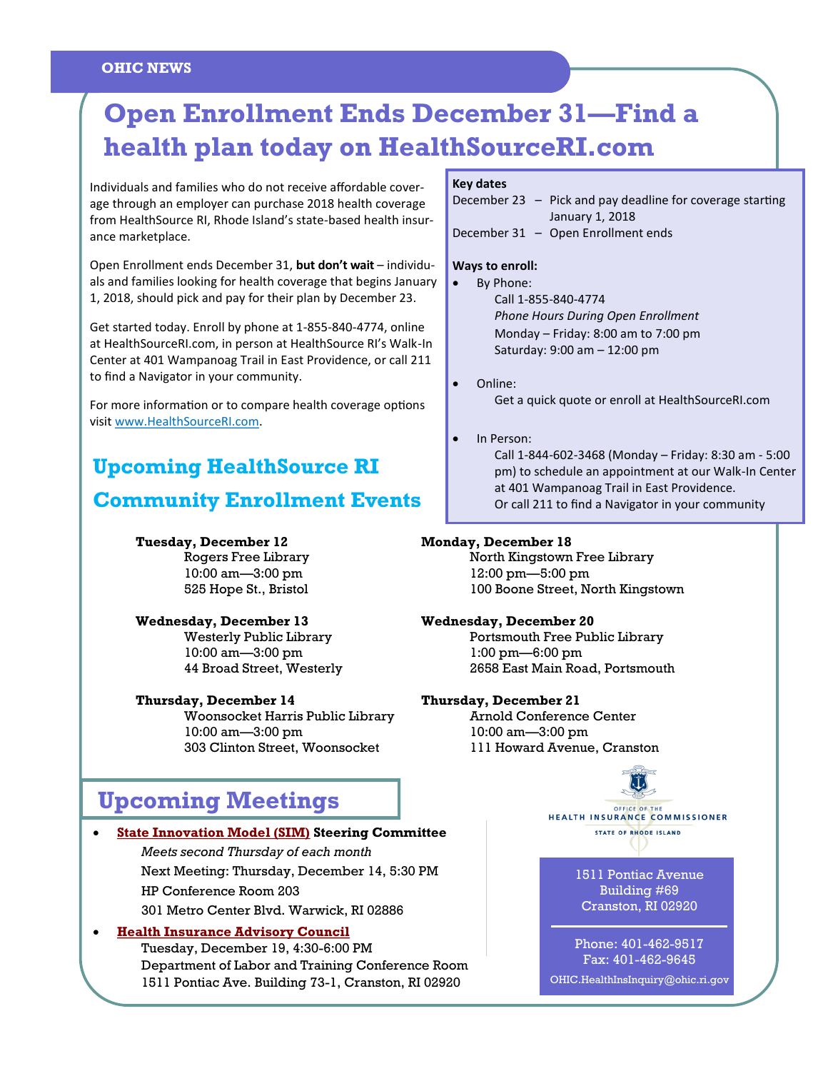OHIC NEWS

# Open Enrollment Ends December 31—Find a health plan today on HealthSourceRI.com

Individuals and families who do not receive affordable coverage through an employer can purchase 2018 health coverage from HealthSource RI, Rhode Island's state-based health insurance marketplace.

Open Enrollment ends December 31, **but don't wait** – individuals and families looking for health coverage that begins January 1, 2018, should pick and pay for their plan by December 23.

Get started today. Enroll by phone at 1-855-840-4774, online at HealthSourceRI.com, in person at HealthSource RI's Walk-In Center at 401 Wampanoag Trail in East Providence, or call 211 to find a Navigator in your community.

For more information or to compare health coverage options visit www.HealthSourceRI.com.

**Key dates**

December 23 – Pick and pay deadline for coverage starting January 1, 2018

December 31 – Open Enrollment ends

**Ways to enroll:**

- By Phone:
  Call 1-855-840-4774
  *Phone Hours During Open Enrollment*
  Monday – Friday: 8:00 am to 7:00 pm
  Saturday: 9:00 am – 12:00 pm
- Online:
  Get a quick quote or enroll at HealthSourceRI.com
- In Person:
  Call 1-844-602-3468 (Monday – Friday: 8:30 am - 5:00 pm) to schedule an appointment at our Walk-In Center at 401 Wampanoag Trail in East Providence.
  Or call 211 to find a Navigator in your community

## Upcoming HealthSource RI Community Enrollment Events

**Tuesday, December 12**
Rogers Free Library
10:00 am—3:00 pm
525 Hope St., Bristol

**Wednesday, December 13**
Westerly Public Library
10:00 am—3:00 pm
44 Broad Street, Westerly

**Thursday, December 14**
Woonsocket Harris Public Library
10:00 am—3:00 pm
303 Clinton Street, Woonsocket

**Monday, December 18**
North Kingstown Free Library
12:00 pm—5:00 pm
100 Boone Street, North Kingstown

**Wednesday, December 20**
Portsmouth Free Public Library
1:00 pm—6:00 pm
2658 East Main Road, Portsmouth

**Thursday, December 21**
Arnold Conference Center
10:00 am—3:00 pm
111 Howard Avenue, Cranston

## Upcoming Meetings

- **State Innovation Model (SIM) Steering Committee**
  *Meets second Thursday of each month*
  Next Meeting: Thursday, December 14, 5:30 PM
  HP Conference Room 203
  301 Metro Center Blvd. Warwick, RI 02886
- **Health Insurance Advisory Council**
  Tuesday, December 19, 4:30-6:00 PM
  Department of Labor and Training Conference Room
  1511 Pontiac Ave. Building 73-1, Cranston, RI 02920

OFFICE OF THE HEALTH INSURANCE COMMISSIONER
STATE OF RHODE ISLAND

1511 Pontiac Avenue
Building #69
Cranston, RI 02920

Phone: 401-462-9517
Fax: 401-462-9645
OHIC.HealthInsInquiry@ohic.ri.gov